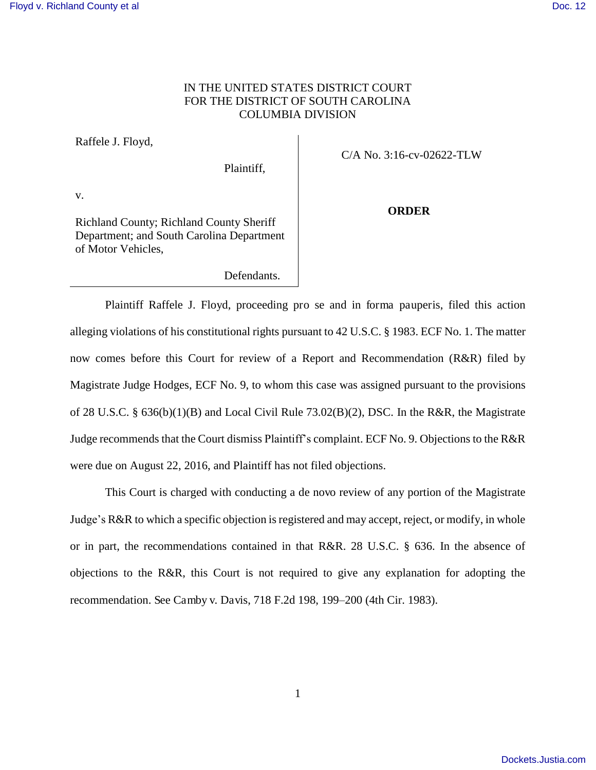IN THE UNITED STATES DISTRICT COURT
FOR THE DISTRICT OF SOUTH CAROLINA
COLUMBIA DIVISION

| | |
|---|---|
| Raffele J. Floyd,<br><br>Plaintiff,<br><br>v.<br><br>Richland County; Richland County Sheriff Department; and South Carolina Department of Motor Vehicles,<br><br>Defendants. | C/A No. 3:16-cv-02622-TLW<br><br>**ORDER** |

Plaintiff Raffele J. Floyd, proceeding pro se and in forma pauperis, filed this action alleging violations of his constitutional rights pursuant to 42 U.S.C. § 1983. ECF No. 1. The matter now comes before this Court for review of a Report and Recommendation (R&R) filed by Magistrate Judge Hodges, ECF No. 9, to whom this case was assigned pursuant to the provisions of 28 U.S.C. § 636(b)(1)(B) and Local Civil Rule 73.02(B)(2), DSC. In the R&R, the Magistrate Judge recommends that the Court dismiss Plaintiff's complaint. ECF No. 9. Objections to the R&R were due on August 22, 2016, and Plaintiff has not filed objections.

This Court is charged with conducting a de novo review of any portion of the Magistrate Judge's R&R to which a specific objection is registered and may accept, reject, or modify, in whole or in part, the recommendations contained in that R&R. 28 U.S.C. § 636. In the absence of objections to the R&R, this Court is not required to give any explanation for adopting the recommendation. See Camby v. Davis, 718 F.2d 198, 199–200 (4th Cir. 1983).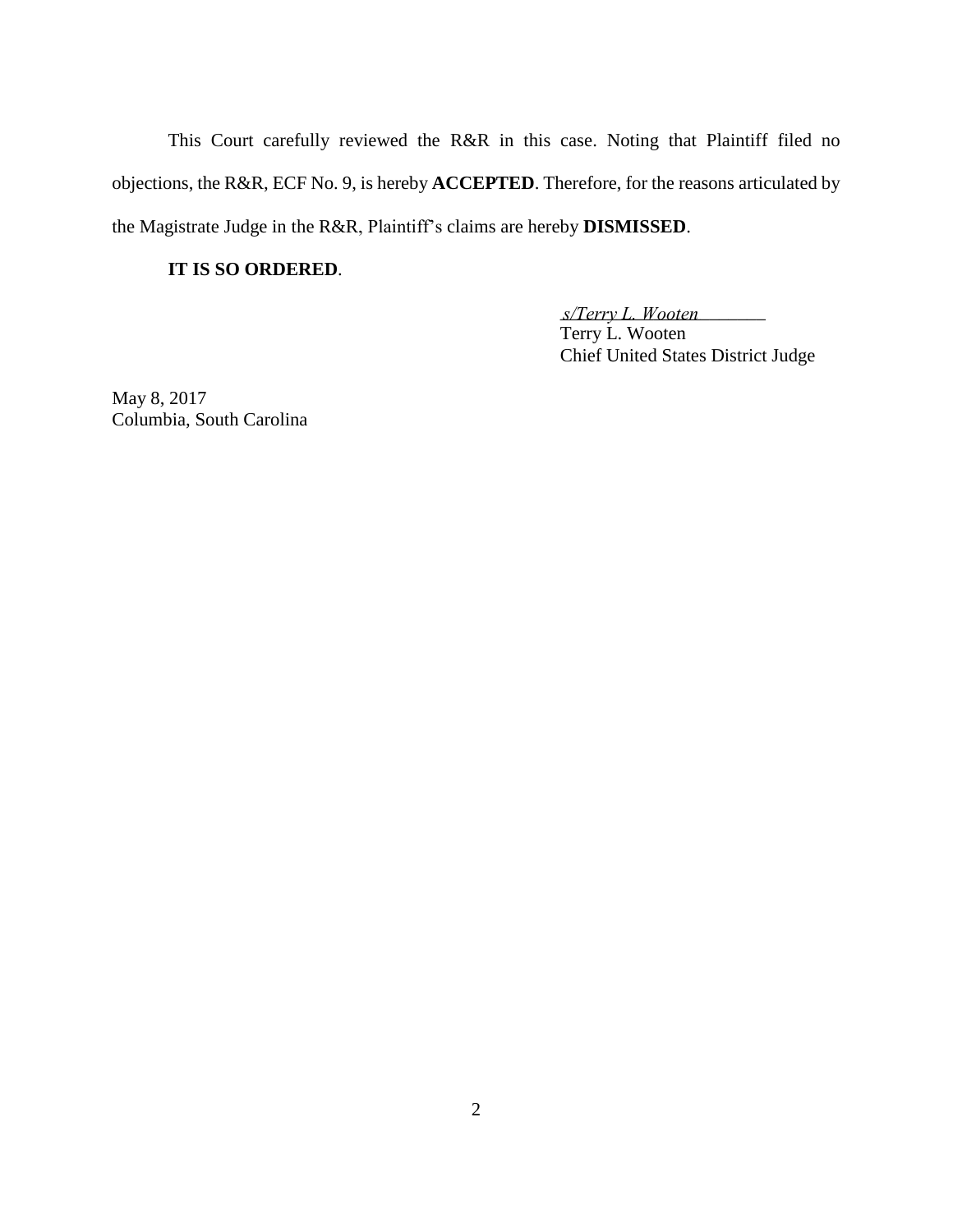This Court carefully reviewed the R&R in this case. Noting that Plaintiff filed no objections, the R&R, ECF No. 9, is hereby **ACCEPTED**. Therefore, for the reasons articulated by the Magistrate Judge in the R&R, Plaintiff's claims are hereby **DISMISSED**.

**IT IS SO ORDERED**.

*s/Terry L. Wooten*
Terry L. Wooten
Chief United States District Judge

May 8, 2017
Columbia, South Carolina